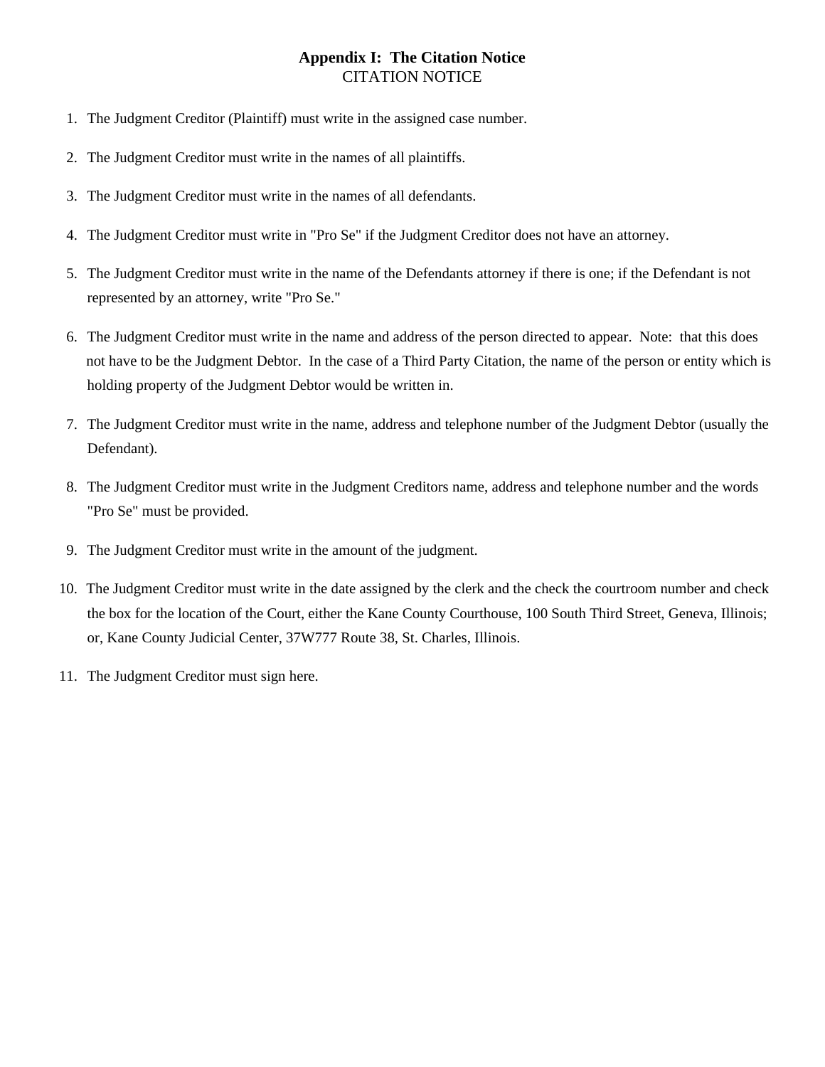# Appendix I: The Citation Notice

CITATION NOTICE

1. The Judgment Creditor (Plaintiff) must write in the assigned case number.
2. The Judgment Creditor must write in the names of all plaintiffs.
3. The Judgment Creditor must write in the names of all defendants.
4. The Judgment Creditor must write in "Pro Se" if the Judgment Creditor does not have an attorney.
5. The Judgment Creditor must write in the name of the Defendants attorney if there is one; if the Defendant is not represented by an attorney, write "Pro Se."
6. The Judgment Creditor must write in the name and address of the person directed to appear. Note: that this does not have to be the Judgment Debtor. In the case of a Third Party Citation, the name of the person or entity which is holding property of the Judgment Debtor would be written in.
7. The Judgment Creditor must write in the name, address and telephone number of the Judgment Debtor (usually the Defendant).
8. The Judgment Creditor must write in the Judgment Creditors name, address and telephone number and the words "Pro Se" must be provided.
9. The Judgment Creditor must write in the amount of the judgment.
10. The Judgment Creditor must write in the date assigned by the clerk and the check the courtroom number and check the box for the location of the Court, either the Kane County Courthouse, 100 South Third Street, Geneva, Illinois; or, Kane County Judicial Center, 37W777 Route 38, St. Charles, Illinois.
11. The Judgment Creditor must sign here.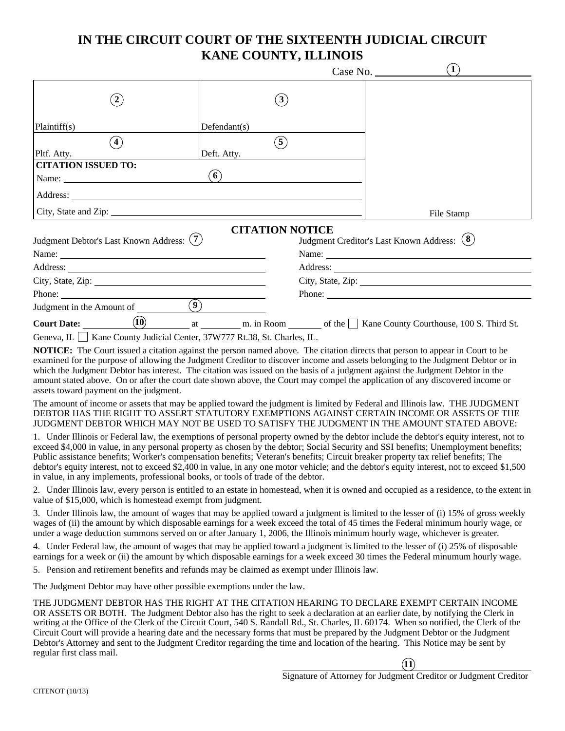# IN THE CIRCUIT COURT OF THE SIXTEENTH JUDICIAL CIRCUIT
# KANE COUNTY, ILLINOIS

Case No. ________ (1) ________

| | | |
|---|---|---|
| (2) Plaintiff(s) | (3) Defendant(s) | |
| (4) Pltf. Atty. | (5) Deft. Atty. | |
| **CITATION ISSUED TO:** Name: ________ (6) ________ Address: ________ City, State and Zip: ________ | | File Stamp |

## CITATION NOTICE

Judgment Debtor's Last Known Address: (7)
Name: ________
Address: ________
City, State, Zip: ________
Phone: ________
Judgment in the Amount of ________ (9) ________

Judgment Creditor's Last Known Address: (8)
Name: ________
Address: ________
City, State, Zip: ________
Phone: ________

**Court Date:** ________ (10) ________ at ________ m. in Room ________ of the ☐ Kane County Courthouse, 100 S. Third St. Geneva, IL ☐ Kane County Judicial Center, 37W777 Rt.38, St. Charles, IL.

**NOTICE:** The Court issued a citation against the person named above. The citation directs that person to appear in Court to be examined for the purpose of allowing the Judgment Creditor to discover income and assets belonging to the Judgment Debtor or in which the Judgment Debtor has interest. The citation was issued on the basis of a judgment against the Judgment Debtor in the amount stated above. On or after the court date shown above, the Court may compel the application of any discovered income or assets toward payment on the judgment.

The amount of income or assets that may be applied toward the judgment is limited by Federal and Illinois law. THE JUDGMENT DEBTOR HAS THE RIGHT TO ASSERT STATUTORY EXEMPTIONS AGAINST CERTAIN INCOME OR ASSETS OF THE JUDGMENT DEBTOR WHICH MAY NOT BE USED TO SATISFY THE JUDGMENT IN THE AMOUNT STATED ABOVE:

1. Under Illinois or Federal law, the exemptions of personal property owned by the debtor include the debtor's equity interest, not to exceed $4,000 in value, in any personal property as chosen by the debtor; Social Security and SSI benefits; Unemployment benefits; Public assistance benefits; Worker's compensation benefits; Veteran's benefits; Circuit breaker property tax relief benefits; The debtor's equity interest, not to exceed $2,400 in value, in any one motor vehicle; and the debtor's equity interest, not to exceed $1,500 in value, in any implements, professional books, or tools of trade of the debtor.

2. Under Illinois law, every person is entitled to an estate in homestead, when it is owned and occupied as a residence, to the extent in value of $15,000, which is homestead exempt from judgment.

3. Under Illinois law, the amount of wages that may be applied toward a judgment is limited to the lesser of (i) 15% of gross weekly wages of (ii) the amount by which disposable earnings for a week exceed the total of 45 times the Federal minimum hourly wage, or under a wage deduction summons served on or after January 1, 2006, the Illinois minimum hourly wage, whichever is greater.

4. Under Federal law, the amount of wages that may be applied toward a judgment is limited to the lesser of (i) 25% of disposable earnings for a week or (ii) the amount by which disposable earnings for a week exceed 30 times the Federal minumum hourly wage.

5. Pension and retirement benefits and refunds may be claimed as exempt under Illinois law.

The Judgment Debtor may have other possible exemptions under the law.

THE JUDGMENT DEBTOR HAS THE RIGHT AT THE CITATION HEARING TO DECLARE EXEMPT CERTAIN INCOME OR ASSETS OR BOTH. The Judgment Debtor also has the right to seek a declaration at an earlier date, by notifying the Clerk in writing at the Office of the Clerk of the Circuit Court, 540 S. Randall Rd., St. Charles, IL 60174. When so notified, the Clerk of the Circuit Court will provide a hearing date and the necessary forms that must be prepared by the Judgment Debtor or the Judgment Debtor's Attorney and sent to the Judgment Creditor regarding the time and location of the hearing. This Notice may be sent by regular first class mail.

________ (11) ________
Signature of Attorney for Judgment Creditor or Judgment Creditor

CITENOT (10/13)